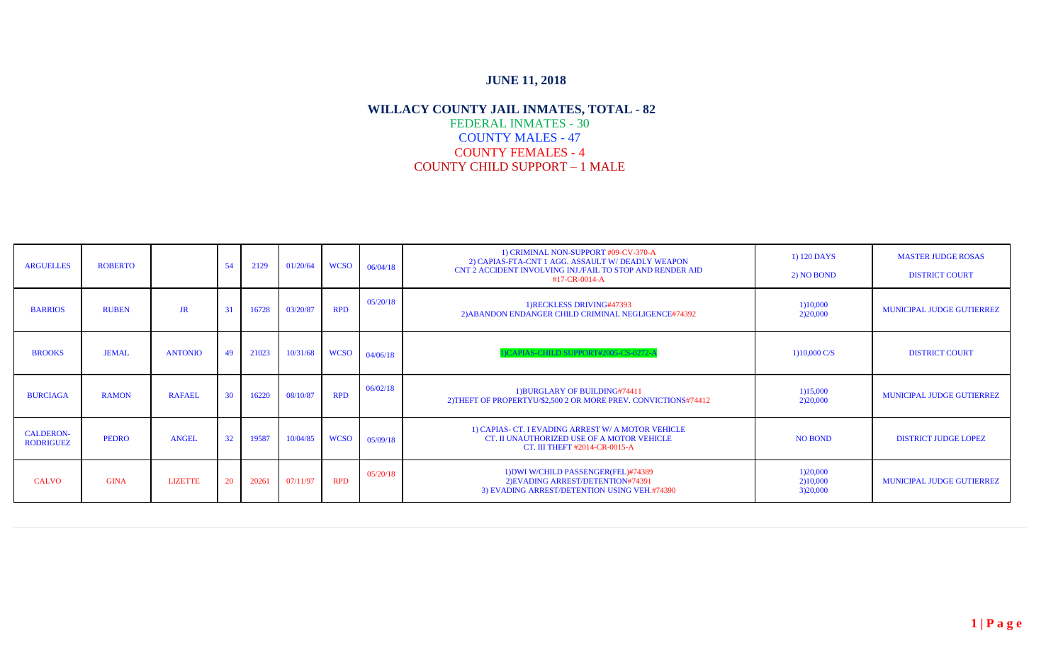## JUNE 11, 2018

## WILLACY COUNTY JAIL INMATES, TOTAL - 82

FEDERAL INMATES - 30
COUNTY MALES - 47
COUNTY FEMALES - 4
COUNTY CHILD SUPPORT – 1 MALE

| | | | | | | | | | | |
|---|---|---|---|---|---|---|---|---|---|---|
| ARGUELLES | ROBERTO | | 54 | 2129 | 01/20/64 | WCSO | 06/04/18 | 1) CRIMINAL NON-SUPPORT #09-CV-370-A<br>2) CAPIAS-FTA-CNT 1 AGG. ASSAULT W/ DEADLY WEAPON<br>CNT 2 ACCIDENT INVOLVING INJ./FAIL TO STOP AND RENDER AID<br>#17-CR-0014-A | 1) 120 DAYS<br>2) NO BOND | MASTER JUDGE ROSAS<br>DISTRICT COURT |
| BARRIOS | RUBEN | JR | 31 | 16728 | 03/20/87 | RPD | 05/20/18 | 1)RECKLESS DRIVING#47393<br>2)ABANDON ENDANGER CHILD CRIMINAL NEGLIGENCE#74392 | 1)10,000<br>2)20,000 | MUNICIPAL JUDGE GUTIERREZ |
| BROOKS | JEMAL | ANTONIO | 49 | 21023 | 10/31/68 | WCSO | 04/06/18 | 1)CAPIAS-CHILD SUPPORT#2005-CS-0272-A | 1)10,000 C/S | DISTRICT COURT |
| BURCIAGA | RAMON | RAFAEL | 30 | 16220 | 08/10/87 | RPD | 06/02/18 | 1)BURGLARY OF BUILDING#74411<br>2)THEFT OF PROPERTYU/$2,500 2 OR MORE PREV. CONVICTIONS#74412 | 1)15,000<br>2)20,000 | MUNICIPAL JUDGE GUTIERREZ |
| CALDERON-RODRIGUEZ | PEDRO | ANGEL | 32 | 19587 | 10/04/85 | WCSO | 05/09/18 | 1) CAPIAS- CT. I EVADING ARREST W/ A MOTOR VEHICLE<br>CT. II UNAUTHORIZED USE OF A MOTOR VEHICLE<br>CT. III THEFT #2014-CR-0015-A | NO BOND | DISTRICT JUDGE LOPEZ |
| CALVO | GINA | LIZETTE | 20 | 20261 | 07/11/97 | RPD | 05/20/18 | 1)DWI W/CHILD PASSENGER(FEL)#74389<br>2)EVADING ARREST/DETENTION#74391<br>3) EVADING ARREST/DETENTION USING VEH.#74390 | 1)20,000<br>2)10,000<br>3)20,000 | MUNICIPAL JUDGE GUTIERREZ |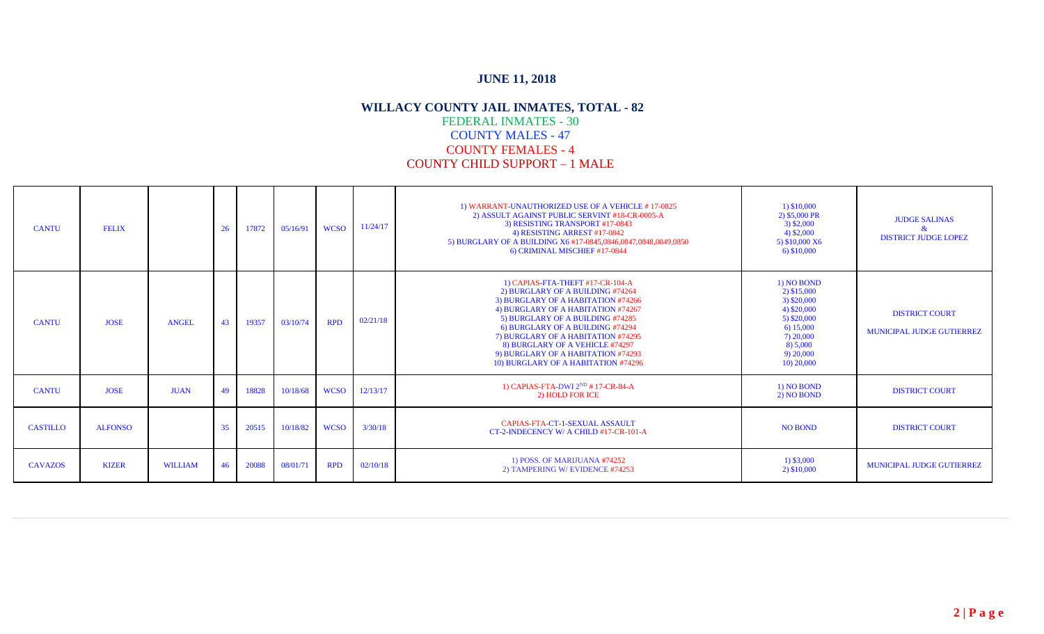## JUNE 11, 2018

## WILLACY COUNTY JAIL INMATES, TOTAL - 82

FEDERAL INMATES - 30

COUNTY MALES - 47

COUNTY FEMALES - 4

COUNTY CHILD SUPPORT – 1 MALE

| | | | | | | | | | | |
|---|---|---|---|---|---|---|---|---|---|---|
| CANTU | FELIX | | 26 | 17872 | 05/16/91 | WCSO | 11/24/17 | 1) WARRANT-UNAUTHORIZED USE OF A VEHICLE # 17-0825<br>2) ASSULT AGAINST PUBLIC SERVINT #18-CR-0005-A<br>3) RESISTING TRANSPORT #17-0843<br>4) RESISTING ARREST #17-0842<br>5) BURGLARY OF A BUILDING X6 #17-0845,0846,0847,0848,0849,0850<br>6) CRIMINAL MISCHIEF #17-0844 | 1) $10,000<br>2) $5,000 PR<br>3) $2,000<br>4) $2,000<br>5) $10,000 X6<br>6) $10,000 | JUDGE SALINAS & DISTRICT JUDGE LOPEZ |
| CANTU | JOSE | ANGEL | 43 | 19357 | 03/10/74 | RPD | 02/21/18 | 1) CAPIAS-FTA-THEFT #17-CR-104-A<br>2) BURGLARY OF A BUILDING #74264<br>3) BURGLARY OF A HABITATION #74266<br>4) BURGLARY OF A HABITATION #74267<br>5) BURGLARY OF A BUILDING #74285<br>6) BURGLARY OF A BUILDING #74294<br>7) BURGLARY OF A HABITATION #74295<br>8) BURGLARY OF A VEHICLE #74297<br>9) BURGLARY OF A HABITATION #74293<br>10) BURGLARY OF A HABITATION #74296 | 1) NO BOND<br>2) $15,000<br>3) $20,000<br>4) $20,000<br>5) $20,000<br>6) 15,000<br>7) 20,000<br>8) 5,000<br>9) 20,000<br>10) 20,000 | DISTRICT COURT<br>MUNICIPAL JUDGE GUTIERREZ |
| CANTU | JOSE | JUAN | 49 | 18828 | 10/18/68 | WCSO | 12/13/17 | 1) CAPIAS-FTA-DWI 2ND # 17-CR-84-A<br>2) HOLD FOR ICE | 1) NO BOND<br>2) NO BOND | DISTRICT COURT |
| CASTILLO | ALFONSO | | 35 | 20515 | 10/18/82 | WCSO | 3/30/18 | CAPIAS-FTA-CT-1-SEXUAL ASSAULT<br>CT-2-INDECENCY W/ A CHILD #17-CR-101-A | NO BOND | DISTRICT COURT |
| CAVAZOS | KIZER | WILLIAM | 46 | 20088 | 08/01/71 | RPD | 02/10/18 | 1) POSS. OF MARIJUANA #74252<br>2) TAMPERING W/ EVIDENCE #74253 | 1) $3,000<br>2) $10,000 | MUNICIPAL JUDGE GUTIERREZ |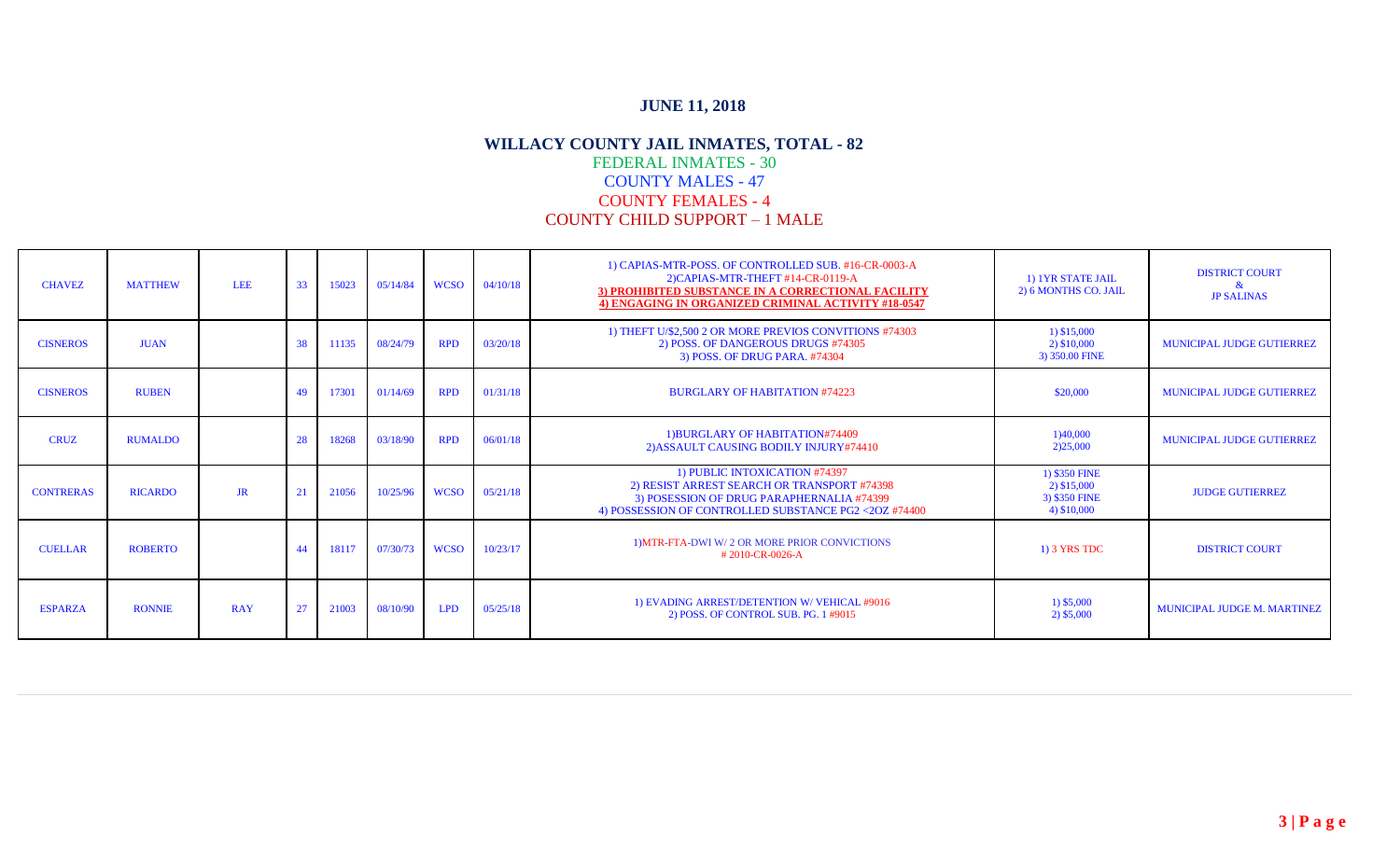## JUNE 11, 2018

### WILLACY COUNTY JAIL INMATES, TOTAL - 82

FEDERAL INMATES - 30

COUNTY MALES - 47

COUNTY FEMALES - 4

COUNTY CHILD SUPPORT – 1 MALE

| | | | | | | | | | | |
|---|---|---|---|---|---|---|---|---|---|---|
| CHAVEZ | MATTHEW | LEE | 33 | 15023 | 05/14/84 | WCSO | 04/10/18 | 1) CAPIAS-MTR-POSS. OF CONTROLLED SUB. #16-CR-0003-A<br>2)CAPIAS-MTR-THEFT #14-CR-0119-A<br>**3) PROHIBITED SUBSTANCE IN A CORRECTIONAL FACILITY**<br>**4) ENGAGING IN ORGANIZED CRIMINAL ACTIVITY #18-0547** | 1) 1YR STATE JAIL<br>2) 6 MONTHS CO. JAIL | DISTRICT COURT<br>&<br>JP SALINAS |
| CISNEROS | JUAN | | 38 | 11135 | 08/24/79 | RPD | 03/20/18 | 1) THEFT U/$2,500 2 OR MORE PREVIOS CONVITIONS #74303<br>2) POSS. OF DANGEROUS DRUGS #74305<br>3) POSS. OF DRUG PARA. #74304 | 1) $15,000<br>2) $10,000<br>3) 350.00 FINE | MUNICIPAL JUDGE GUTIERREZ |
| CISNEROS | RUBEN | | 49 | 17301 | 01/14/69 | RPD | 01/31/18 | BURGLARY OF HABITATION #74223 | $20,000 | MUNICIPAL JUDGE GUTIERREZ |
| CRUZ | RUMALDO | | 28 | 18268 | 03/18/90 | RPD | 06/01/18 | 1)BURGLARY OF HABITATION#74409<br>2)ASSAULT CAUSING BODILY INJURY#74410 | 1)40,000<br>2)25,000 | MUNICIPAL JUDGE GUTIERREZ |
| CONTRERAS | RICARDO | JR | 21 | 21056 | 10/25/96 | WCSO | 05/21/18 | 1) PUBLIC INTOXICATION #74397<br>2) RESIST ARREST SEARCH OR TRANSPORT #74398<br>3) POSESSION OF DRUG PARAPHERNALIA #74399<br>4) POSSESSION OF CONTROLLED SUBSTANCE PG2 <2OZ #74400 | 1) $350 FINE<br>2) $15,000<br>3) $350 FINE<br>4) $10,000 | JUDGE GUTIERREZ |
| CUELLAR | ROBERTO | | 44 | 18117 | 07/30/73 | WCSO | 10/23/17 | 1)MTR-FTA-DWI W/ 2 OR MORE PRIOR CONVICTIONS<br># 2010-CR-0026-A | 1) 3 YRS TDC | DISTRICT COURT |
| ESPARZA | RONNIE | RAY | 27 | 21003 | 08/10/90 | LPD | 05/25/18 | 1) EVADING ARREST/DETENTION W/ VEHICAL #9016<br>2) POSS. OF CONTROL SUB. PG. 1 #9015 | 1) $5,000<br>2) $5,000 | MUNICIPAL JUDGE M. MARTINEZ |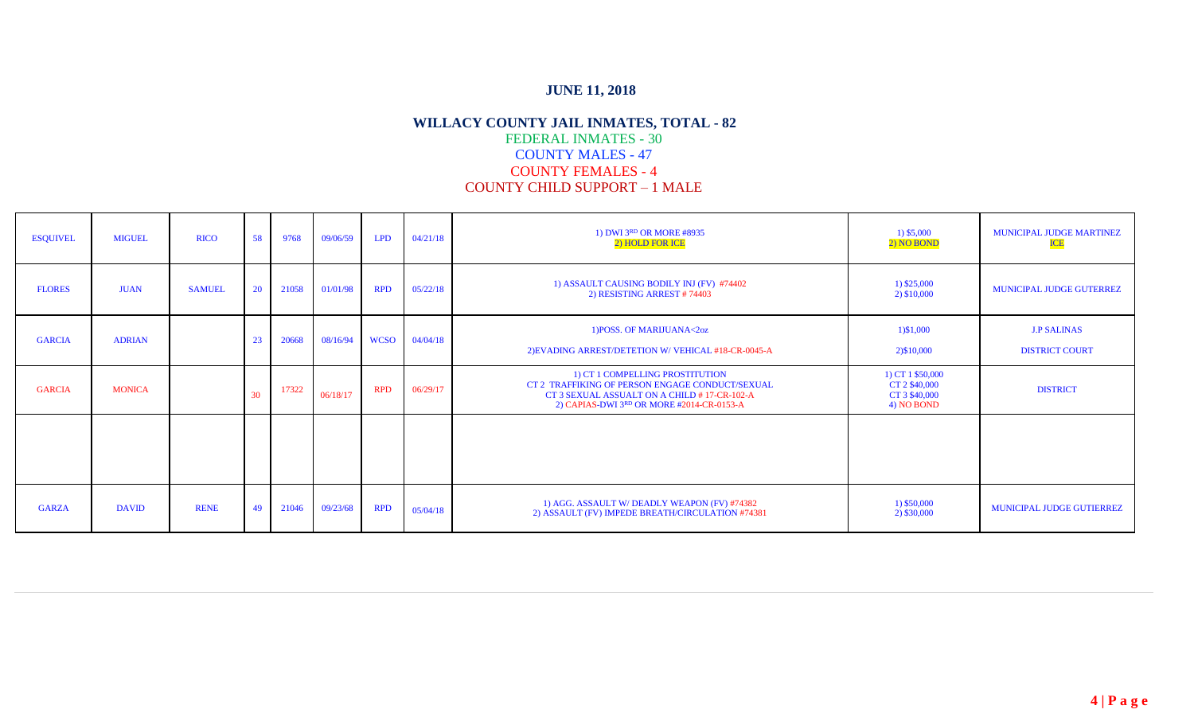## JUNE 11, 2018

### WILLACY COUNTY JAIL INMATES, TOTAL - 82

FEDERAL INMATES - 30
COUNTY MALES - 47
COUNTY FEMALES - 4
COUNTY CHILD SUPPORT – 1 MALE

| | | | | | | | | | | |
|---|---|---|---|---|---|---|---|---|---|---|
| ESQUIVEL | MIGUEL | RICO | 58 | 9768 | 09/06/59 | LPD | 04/21/18 | 1) DWI 3RD OR MORE #8935<br>2) HOLD FOR ICE | 1) $5,000<br>2) NO BOND | MUNICIPAL JUDGE MARTINEZ<br>ICE |
| FLORES | JUAN | SAMUEL | 20 | 21058 | 01/01/98 | RPD | 05/22/18 | 1) ASSAULT CAUSING BODILY INJ (FV) #74402<br>2) RESISTING ARREST # 74403 | 1) $25,000<br>2) $10,000 | MUNICIPAL JUDGE GUTERREZ |
| GARCIA | ADRIAN | | 23 | 20668 | 08/16/94 | WCSO | 04/04/18 | 1)POSS. OF MARIJUANA<2oz<br>2)EVADING ARREST/DETETION W/ VEHICAL #18-CR-0045-A | 1)$1,000<br>2)$10,000 | J.P SALINAS<br>DISTRICT COURT |
| GARCIA | MONICA | | 30 | 17322 | 06/18/17 | RPD | 06/29/17 | 1) CT 1 COMPELLING PROSTITUTION<br>CT 2 TRAFFIKING OF PERSON ENGAGE CONDUCT/SEXUAL<br>CT 3 SEXUAL ASSUALT ON A CHILD # 17-CR-102-A<br>2) CAPIAS-DWI 3RD OR MORE #2014-CR-0153-A | 1) CT 1 $50,000<br>CT 2 $40,000<br>CT 3 $40,000<br>4) NO BOND | DISTRICT |
| | | | | | | | | | | |
| GARZA | DAVID | RENE | 49 | 21046 | 09/23/68 | RPD | 05/04/18 | 1) AGG. ASSAULT W/ DEADLY WEAPON (FV) #74382<br>2) ASSAULT (FV) IMPEDE BREATH/CIRCULATION #74381 | 1) $50,000<br>2) $30,000 | MUNICIPAL JUDGE GUTIERREZ |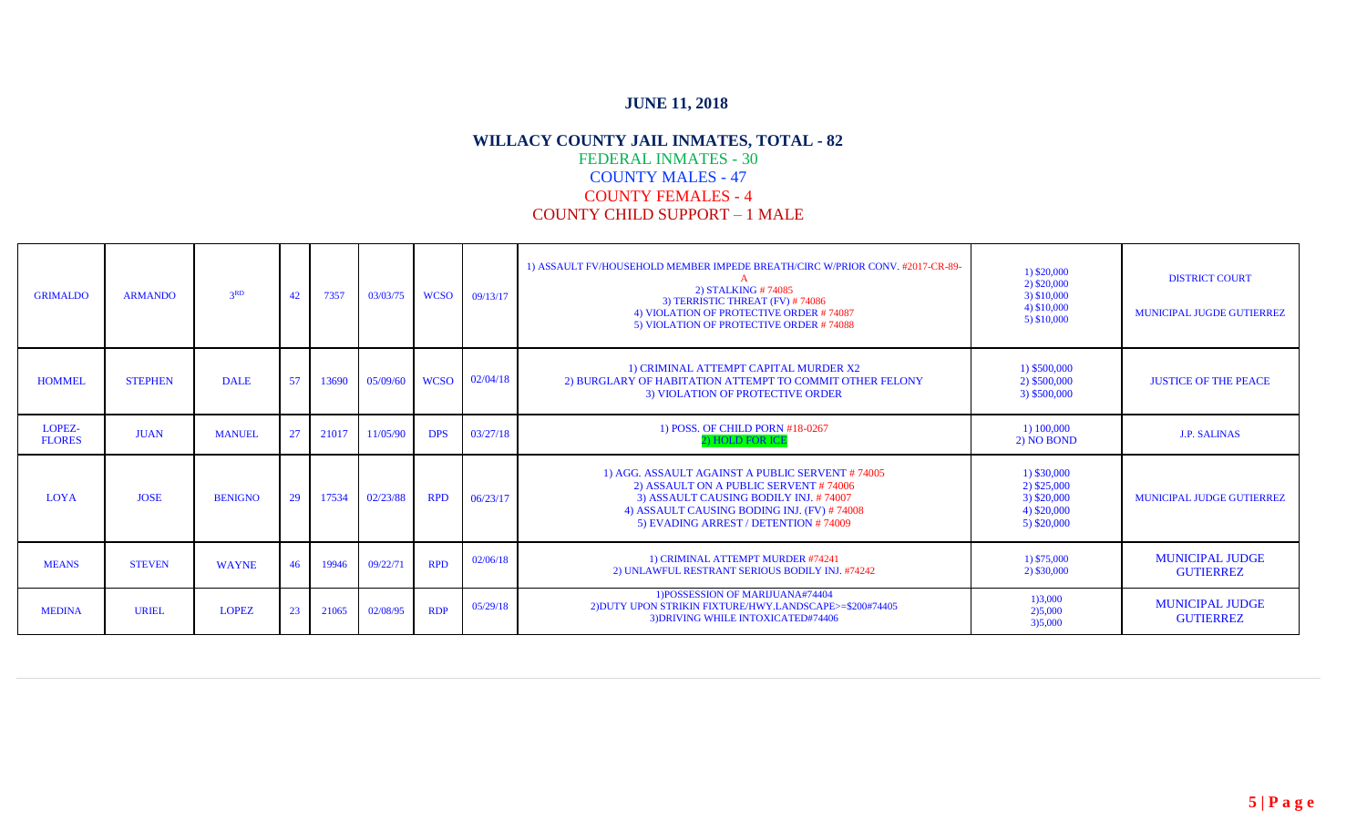**JUNE 11, 2018**

**WILLACY COUNTY JAIL INMATES, TOTAL - 82**

FEDERAL INMATES - 30

COUNTY MALES - 47

COUNTY FEMALES - 4

COUNTY CHILD SUPPORT – 1 MALE

| | | | | | | | | | | |
|---|---|---|---|---|---|---|---|---|---|---|
| GRIMALDO | ARMANDO | 3RD | 42 | 7357 | 03/03/75 | WCSO | 09/13/17 | 1) ASSAULT FV/HOUSEHOLD MEMBER IMPEDE BREATH/CIRC W/PRIOR CONV. #2017-CR-89-A<br>2) STALKING # 74085<br>3) TERRISTIC THREAT (FV) # 74086<br>4) VIOLATION OF PROTECTIVE ORDER # 74087<br>5) VIOLATION OF PROTECTIVE ORDER # 74088 | 1) $20,000<br>2) $20,000<br>3) $10,000<br>4) $10,000<br>5) $10,000 | DISTRICT COURT<br><br>MUNICIPAL JUGDE GUTIERREZ |
| HOMMEL | STEPHEN | DALE | 57 | 13690 | 05/09/60 | WCSO | 02/04/18 | 1) CRIMINAL ATTEMPT CAPITAL MURDER X2<br>2) BURGLARY OF HABITATION ATTEMPT TO COMMIT OTHER FELONY<br>3) VIOLATION OF PROTECTIVE ORDER | 1) $500,000<br>2) $500,000<br>3) $500,000 | JUSTICE OF THE PEACE |
| LOPEZ-FLORES | JUAN | MANUEL | 27 | 21017 | 11/05/90 | DPS | 03/27/18 | 1) POSS. OF CHILD PORN #18-0267<br>2) HOLD FOR ICE | 1) 100,000<br>2) NO BOND | J.P. SALINAS |
| LOYA | JOSE | BENIGNO | 29 | 17534 | 02/23/88 | RPD | 06/23/17 | 1) AGG. ASSAULT AGAINST A PUBLIC SERVENT # 74005<br>2) ASSAULT ON A PUBLIC SERVENT # 74006<br>3) ASSAULT CAUSING BODILY INJ. # 74007<br>4) ASSAULT CAUSING BODING INJ. (FV) # 74008<br>5) EVADING ARREST / DETENTION # 74009 | 1) $30,000<br>2) $25,000<br>3) $20,000<br>4) $20,000<br>5) $20,000 | MUNICIPAL JUDGE GUTIERREZ |
| MEANS | STEVEN | WAYNE | 46 | 19946 | 09/22/71 | RPD | 02/06/18 | 1) CRIMINAL ATTEMPT MURDER #74241<br>2) UNLAWFUL RESTRANT SERIOUS BODILY INJ. #74242 | 1) $75,000<br>2) $30,000 | MUNICIPAL JUDGE GUTIERREZ |
| MEDINA | URIEL | LOPEZ | 23 | 21065 | 02/08/95 | RDP | 05/29/18 | 1)POSSESSION OF MARIJUANA#74404<br>2)DUTY UPON STRIKIN FIXTURE/HWY.LANDSCAPE>=$200#74405<br>3)DRIVING WHILE INTOXICATED#74406 | 1)3,000<br>2)5,000<br>3)5,000 | MUNICIPAL JUDGE GUTIERREZ |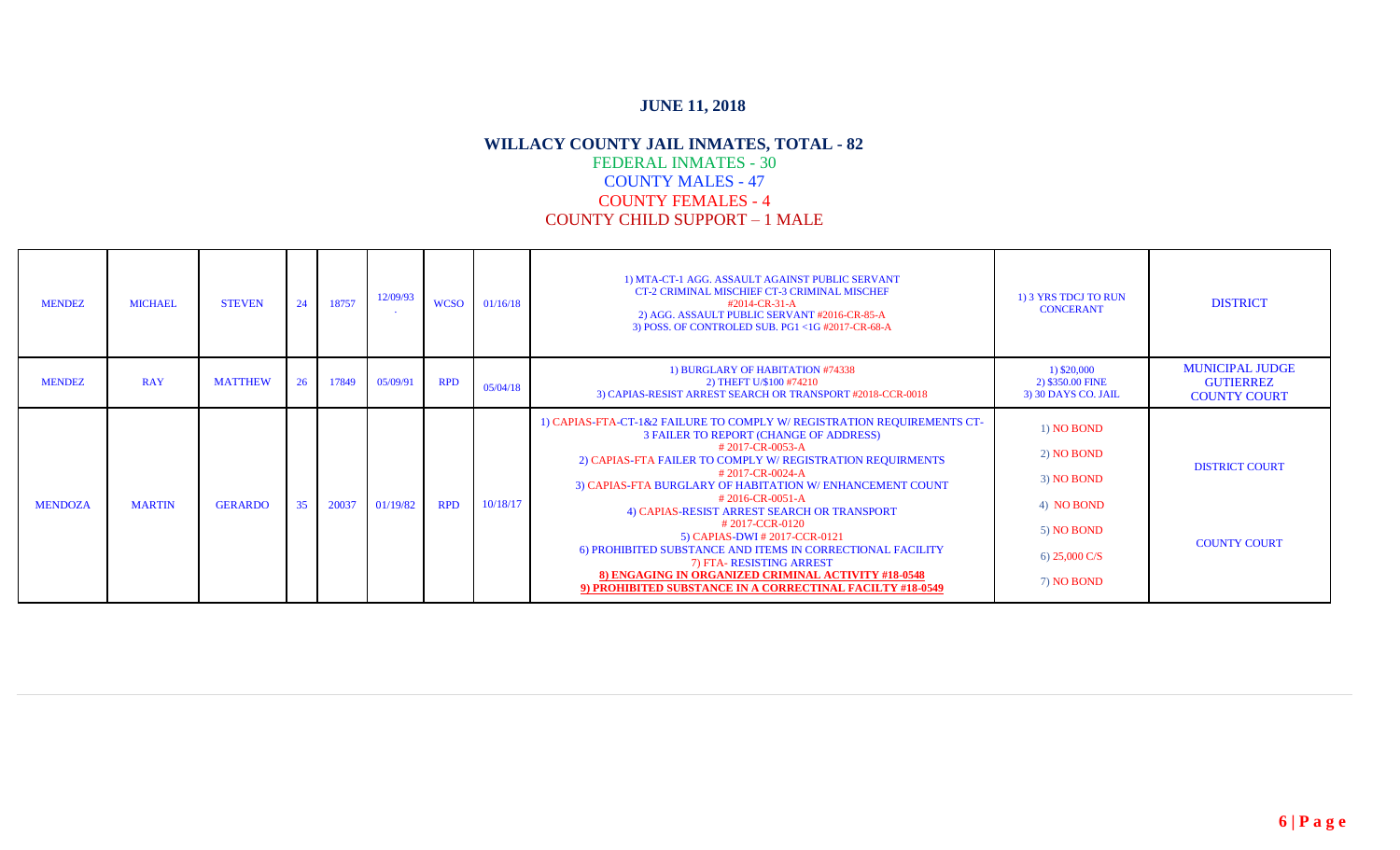## JUNE 11, 2018

### WILLACY COUNTY JAIL INMATES, TOTAL - 82

FEDERAL INMATES - 30
COUNTY MALES - 47
COUNTY FEMALES - 4
COUNTY CHILD SUPPORT – 1 MALE

| | | | | | | | | | | |
|---|---|---|---|---|---|---|---|---|---|---|
| MENDEZ | MICHAEL | STEVEN | 24 | 18757 | 12/09/93 | WCSO | 01/16/18 | 1) MTA-CT-1 AGG. ASSAULT AGAINST PUBLIC SERVANT CT-2 CRIMINAL MISCHIEF CT-3 CRIMINAL MISCHEF #2014-CR-31-A<br>2) AGG. ASSAULT PUBLIC SERVANT #2016-CR-85-A<br>3) POSS. OF CONTROLED SUB. PG1 <1G #2017-CR-68-A | 1) 3 YRS TDCJ TO RUN CONCERANT | DISTRICT |
| MENDEZ | RAY | MATTHEW | 26 | 17849 | 05/09/91 | RPD | 05/04/18 | 1) BURGLARY OF HABITATION #74338<br>2) THEFT U/$100 #74210<br>3) CAPIAS-RESIST ARREST SEARCH OR TRANSPORT #2018-CCR-0018 | 1) $20,000<br>2) $350.00 FINE<br>3) 30 DAYS CO. JAIL | MUNICIPAL JUDGE GUTIERREZ<br>COUNTY COURT |
| MENDOZA | MARTIN | GERARDO | 35 | 20037 | 01/19/82 | RPD | 10/18/17 | 1) CAPIAS-FTA-CT-1&2 FAILURE TO COMPLY W/ REGISTRATION REQUIREMENTS CT-3 FAILER TO REPORT (CHANGE OF ADDRESS) # 2017-CR-0053-A<br>2) CAPIAS-FTA FAILER TO COMPLY W/ REGISTRATION REQUIRMENTS # 2017-CR-0024-A<br>3) CAPIAS-FTA BURGLARY OF HABITATION W/ ENHANCEMENT COUNT # 2016-CR-0051-A<br>4) CAPIAS-RESIST ARREST SEARCH OR TRANSPORT # 2017-CCR-0120<br>5) CAPIAS-DWI # 2017-CCR-0121<br>6) PROHIBITED SUBSTANCE AND ITEMS IN CORRECTIONAL FACILITY<br>7) FTA- RESISTING ARREST<br>**8) ENGAGING IN ORGANIZED CRIMINAL ACTIVITY #18-0548**<br>**9) PROHIBITED SUBSTANCE IN A CORRECTINAL FACILTY #18-0549** | 1) NO BOND<br>2) NO BOND<br>3) NO BOND<br>4) NO BOND<br>5) NO BOND<br>6) 25,000 C/S<br>7) NO BOND | DISTRICT COURT<br>COUNTY COURT |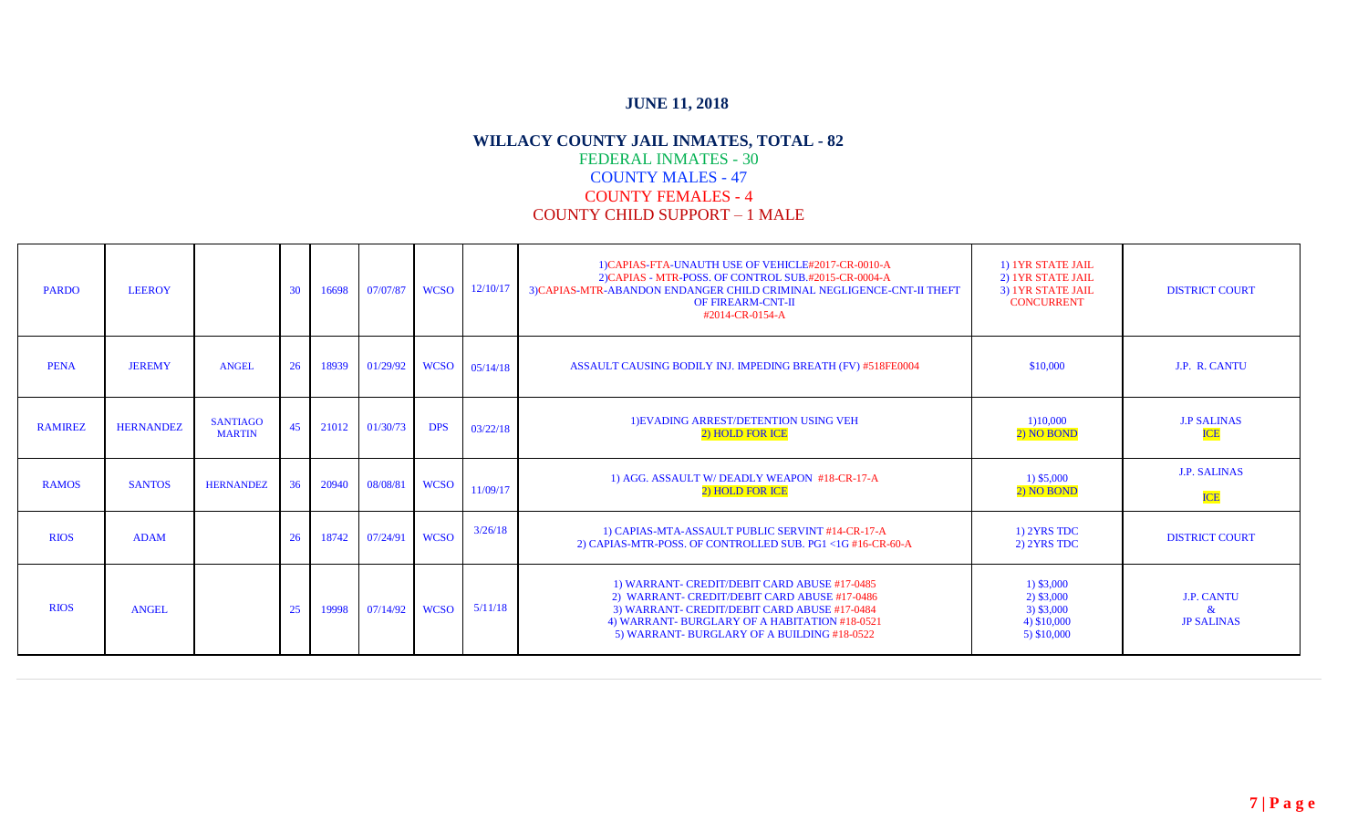**JUNE 11, 2018**

**WILLACY COUNTY JAIL INMATES, TOTAL - 82**

FEDERAL INMATES - 30

COUNTY MALES - 47

COUNTY FEMALES - 4

COUNTY CHILD SUPPORT – 1 MALE

| | | | | | | | | | | |
|---|---|---|---|---|---|---|---|---|---|---|
| PARDO | LEEROY | | 30 | 16698 | 07/07/87 | WCSO | 12/10/17 | 1)CAPIAS-FTA-UNAUTH USE OF VEHICLE#2017-CR-0010-A<br>2)CAPIAS - MTR-POSS. OF CONTROL SUB.#2015-CR-0004-A<br>3)CAPIAS-MTR-ABANDON ENDANGER CHILD CRIMINAL NEGLIGENCE-CNT-II THEFT OF FIREARM-CNT-II #2014-CR-0154-A | 1) 1YR STATE JAIL<br>2) 1YR STATE JAIL<br>3) 1YR STATE JAIL<br>CONCURRENT | DISTRICT COURT |
| PENA | JEREMY | ANGEL | 26 | 18939 | 01/29/92 | WCSO | 05/14/18 | ASSAULT CAUSING BODILY INJ. IMPEDING BREATH (FV) #518FE0004 | $10,000 | J.P. R. CANTU |
| RAMIREZ | HERNANDEZ | SANTIAGO MARTIN | 45 | 21012 | 01/30/73 | DPS | 03/22/18 | 1)EVADING ARREST/DETENTION USING VEH<br>2) HOLD FOR ICE | 1)10,000<br>2) NO BOND | J.P SALINAS<br>ICE |
| RAMOS | SANTOS | HERNANDEZ | 36 | 20940 | 08/08/81 | WCSO | 11/09/17 | 1) AGG. ASSAULT W/ DEADLY WEAPON #18-CR-17-A<br>2) HOLD FOR ICE | 1) $5,000<br>2) NO BOND | J.P. SALINAS<br>ICE |
| RIOS | ADAM | | 26 | 18742 | 07/24/91 | WCSO | 3/26/18 | 1) CAPIAS-MTA-ASSAULT PUBLIC SERVINT #14-CR-17-A<br>2) CAPIAS-MTR-POSS. OF CONTROLLED SUB. PG1 <1G #16-CR-60-A | 1) 2YRS TDC<br>2) 2YRS TDC | DISTRICT COURT |
| RIOS | ANGEL | | 25 | 19998 | 07/14/92 | WCSO | 5/11/18 | 1) WARRANT- CREDIT/DEBIT CARD ABUSE #17-0485<br>2) WARRANT- CREDIT/DEBIT CARD ABUSE #17-0486<br>3) WARRANT- CREDIT/DEBIT CARD ABUSE #17-0484<br>4) WARRANT- BURGLARY OF A HABITATION #18-0521<br>5) WARRANT- BURGLARY OF A BUILDING #18-0522 | 1) $3,000<br>2) $3,000<br>3) $3,000<br>4) $10,000<br>5) $10,000 | J.P. CANTU<br>&<br>JP SALINAS |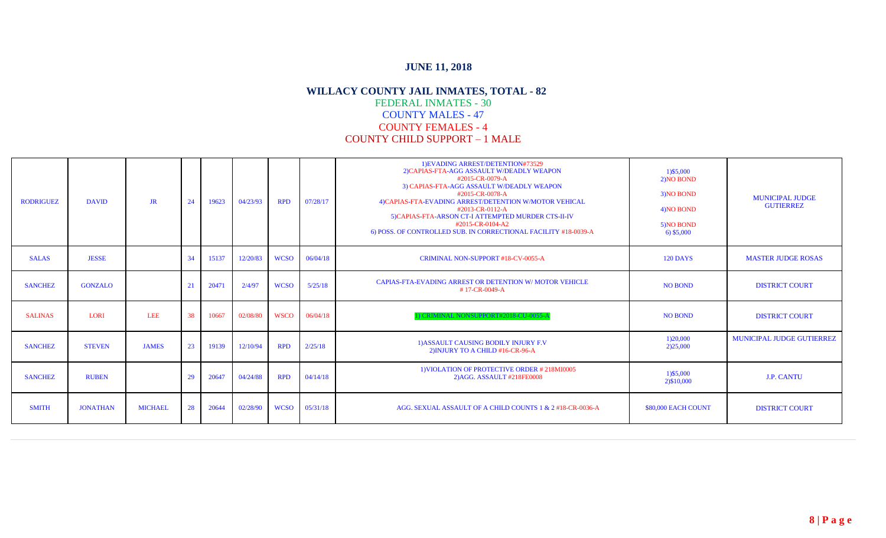## JUNE 11, 2018

### WILLACY COUNTY JAIL INMATES, TOTAL - 82

FEDERAL INMATES - 30

COUNTY MALES - 47

COUNTY FEMALES - 4

COUNTY CHILD SUPPORT – 1 MALE

| | | | | | | | | | | |
|---|---|---|---|---|---|---|---|---|---|---|
| RODRIGUEZ | DAVID | JR | 24 | 19623 | 04/23/93 | RPD | 07/28/17 | 1)EVADING ARREST/DETENTION#73529<br>2)CAPIAS-FTA-AGG ASSAULT W/DEADLY WEAPON #2015-CR-0079-A<br>3) CAPIAS-FTA-AGG ASSAULT W/DEADLY WEAPON #2015-CR-0078-A<br>4)CAPIAS-FTA-EVADING ARREST/DETENTION W/MOTOR VEHICAL #2013-CR-0112-A<br>5)CAPIAS-FTA-ARSON CT-I ATTEMPTED MURDER CTS-II-IV #2015-CR-0104-A2<br>6) POSS. OF CONTROLLED SUB. IN CORRECTIONAL FACILITY #18-0039-A | 1)$5,000<br>2)NO BOND<br>3)NO BOND<br>4)NO BOND<br>5)NO BOND<br>6) $5,000 | MUNICIPAL JUDGE GUTIERREZ |
| SALAS | JESSE | | 34 | 15137 | 12/20/83 | WCSO | 06/04/18 | CRIMINAL NON-SUPPORT #18-CV-0055-A | 120 DAYS | MASTER JUDGE ROSAS |
| SANCHEZ | GONZALO | | 21 | 20471 | 2/4/97 | WCSO | 5/25/18 | CAPIAS-FTA-EVADING ARREST OR DETENTION W/ MOTOR VEHICLE # 17-CR-0049-A | NO BOND | DISTRICT COURT |
| SALINAS | LORI | LEE | 38 | 10667 | 02/08/80 | WSCO | 06/04/18 | 1) CRIMINAL NONSUPPORT#2018-CU-0055-A | NO BOND | DISTRICT COURT |
| SANCHEZ | STEVEN | JAMES | 23 | 19139 | 12/10/94 | RPD | 2/25/18 | 1)ASSAULT CAUSING BODILY INJURY F.V<br>2)INJURY TO A CHILD #16-CR-96-A | 1)20,000<br>2)25,000 | MUNICIPAL JUDGE GUTIERREZ |
| SANCHEZ | RUBEN | | 29 | 20647 | 04/24/88 | RPD | 04/14/18 | 1)VIOLATION OF PROTECTIVE ORDER # 218MI0005<br>2)AGG. ASSAULT #218FE0008 | 1)$5,000<br>2)$10,000 | J.P. CANTU |
| SMITH | JONATHAN | MICHAEL | 28 | 20644 | 02/28/90 | WCSO | 05/31/18 | AGG. SEXUAL ASSAULT OF A CHILD COUNTS 1 & 2 #18-CR-0036-A | $80,000 EACH COUNT | DISTRICT COURT |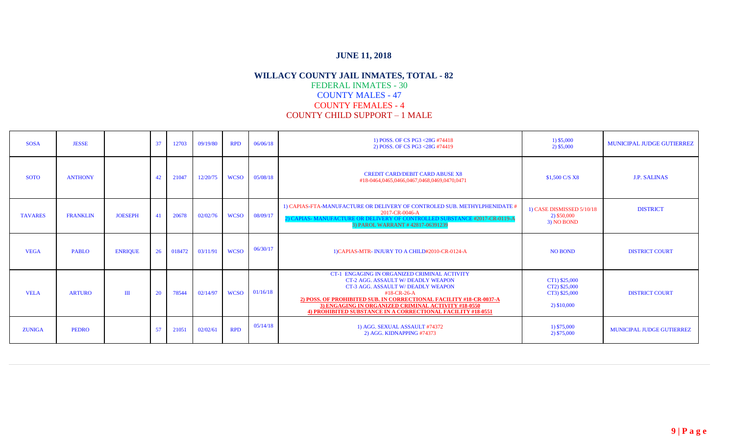## JUNE 11, 2018

### WILLACY COUNTY JAIL INMATES, TOTAL - 82

FEDERAL INMATES - 30
COUNTY MALES - 47
COUNTY FEMALES - 4
COUNTY CHILD SUPPORT – 1 MALE

| | | | | | | | | | | |
|---|---|---|---|---|---|---|---|---|---|---|
| SOSA | JESSE | | 37 | 12703 | 09/19/80 | RPD | 06/06/18 | 1) POSS. OF CS PG3 <28G #74418<br>2) POSS. OF CS PG3 <28G #74419 | 1) $5,000<br>2) $5,000 | MUNICIPAL JUDGE GUTIERREZ |
| SOTO | ANTHONY | | 42 | 21047 | 12/20/75 | WCSO | 05/08/18 | CREDIT CARD/DEBIT CARD ABUSE X8<br>#18-0464,0465,0466,0467,0468,0469,0470,0471 | $1,500 C/S X8 | J.P. SALINAS |
| TAVARES | FRANKLIN | JOESEPH | 41 | 20678 | 02/02/76 | WCSO | 08/09/17 | 1) CAPIAS-FTA-MANUFACTURE OR DELIVERY OF CONTROLED SUB. METHYLPHENIDATE # 2017-CR-0046-A<br>2) CAPIAS- MANUFACTURE OR DELIVERY OF CONTROLLED SUBSTANCE #2017-CR-0119-A<br>3) PAROL WARRANT # 42817-06391239 | 1) CASE DISMISSED 5/10/18<br>2) $50,000<br>3) NO BOND | DISTRICT |
| VEGA | PABLO | ENRIQUE | 26 | 018472 | 03/11/91 | WCSO | 06/30/17 | 1)CAPIAS-MTR- INJURY TO A CHILD#2010-CR-0124-A | NO BOND | DISTRICT COURT |
| VELA | ARTURO | III | 20 | 78544 | 02/14/97 | WCSO | 01/16/18 | CT-1 ENGAGING IN ORGANIZED CRIMINAL ACTIVITY<br>CT-2 AGG. ASSAULT W/ DEADLY WEAPON<br>CT-3 AGG. ASSAULT W/ DEADLY WEAPON<br>#18-CR-26-A<br>**2) POSS. OF PROHIBITED SUB. IN CORRECTIONAL FACILITY #18-CR-0037-A**<br>**3) ENGAGING IN ORGANIZED CRIMINAL ACTIVITY #18-0550**<br>**4) PROHIBITED SUBSTANCE IN A CORRECTIONAL FACILITY #18-0551** | CT1) $25,000<br>CT2) $25,000<br>CT3) $25,000<br><br>2) $10,000 | DISTRICT COURT |
| ZUNIGA | PEDRO | | 57 | 21051 | 02/02/61 | RPD | 05/14/18 | 1) AGG. SEXUAL ASSAULT #74372<br>2) AGG. KIDNAPPING #74373 | 1) $75,000<br>2) $75,000 | MUNICIPAL JUDGE GUTIERREZ |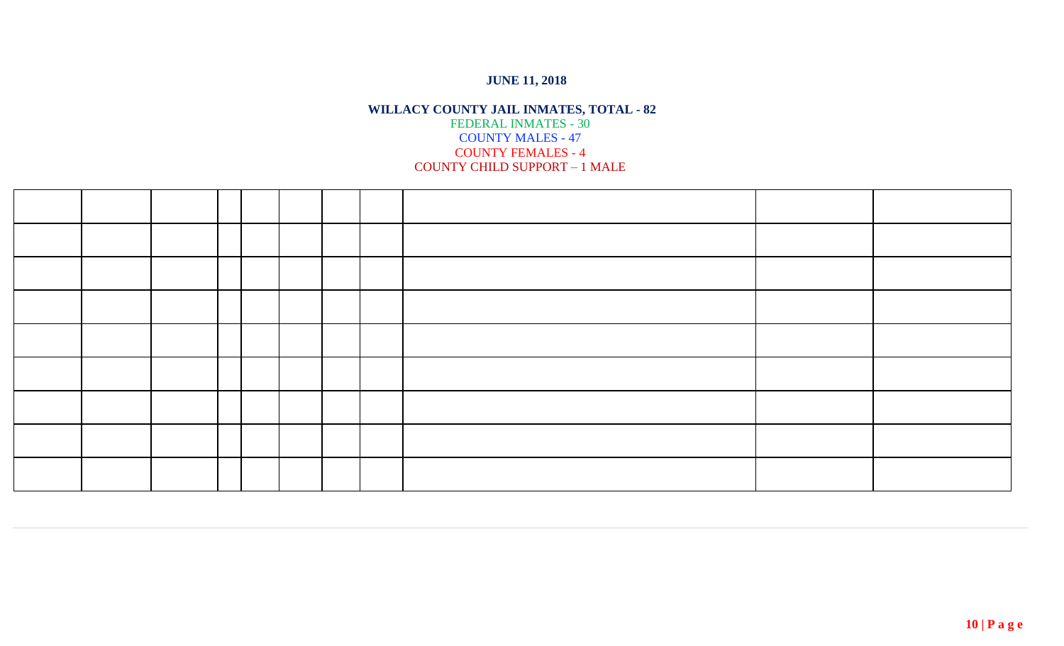**JUNE 11, 2018**

**WILLACY COUNTY JAIL INMATES, TOTAL - 82**

FEDERAL INMATES - 30

COUNTY MALES - 47

COUNTY FEMALES - 4

COUNTY CHILD SUPPORT – 1 MALE

| | | | | | | | | | | |
|---|---|---|---|---|---|---|---|---|---|---|
| | | | | | | | | | | |
| | | | | | | | | | | |
| | | | | | | | | | | |
| | | | | | | | | | | |
| | | | | | | | | | | |
| | | | | | | | | | | |
| | | | | | | | | | | |
| | | | | | | | | | | |
| | | | | | | | | | | |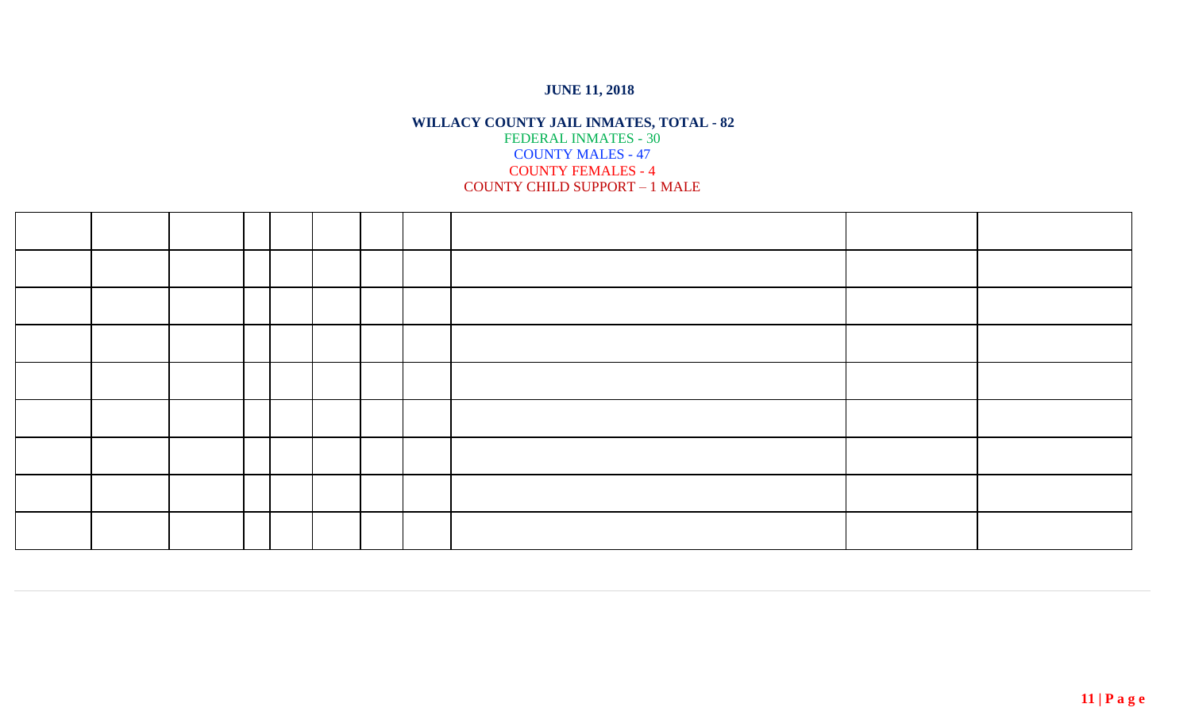**JUNE 11, 2018**

**WILLACY COUNTY JAIL INMATES, TOTAL - 82**

FEDERAL INMATES - 30

COUNTY MALES - 47

COUNTY FEMALES - 4

COUNTY CHILD SUPPORT – 1 MALE

| | | | | | | | | | | |
|---|---|---|---|---|---|---|---|---|---|---|
| | | | | | | | | | | |
| | | | | | | | | | | |
| | | | | | | | | | | |
| | | | | | | | | | | |
| | | | | | | | | | | |
| | | | | | | | | | | |
| | | | | | | | | | | |
| | | | | | | | | | | |
| | | | | | | | | | | |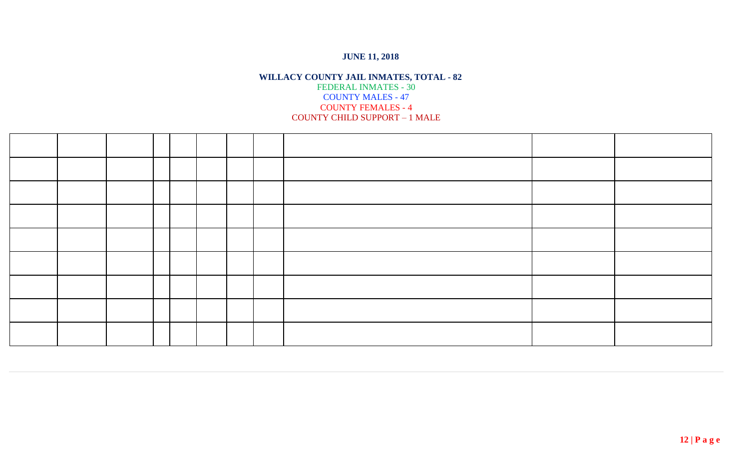**JUNE 11, 2018**

**WILLACY COUNTY JAIL INMATES, TOTAL - 82**

FEDERAL INMATES - 30

COUNTY MALES - 47

COUNTY FEMALES - 4

COUNTY CHILD SUPPORT – 1 MALE

| | | | | | | | | | | |
|---|---|---|---|---|---|---|---|---|---|---|
| | | | | | | | | | | |
| | | | | | | | | | | |
| | | | | | | | | | | |
| | | | | | | | | | | |
| | | | | | | | | | | |
| | | | | | | | | | | |
| | | | | | | | | | | |
| | | | | | | | | | | |
| | | | | | | | | | | |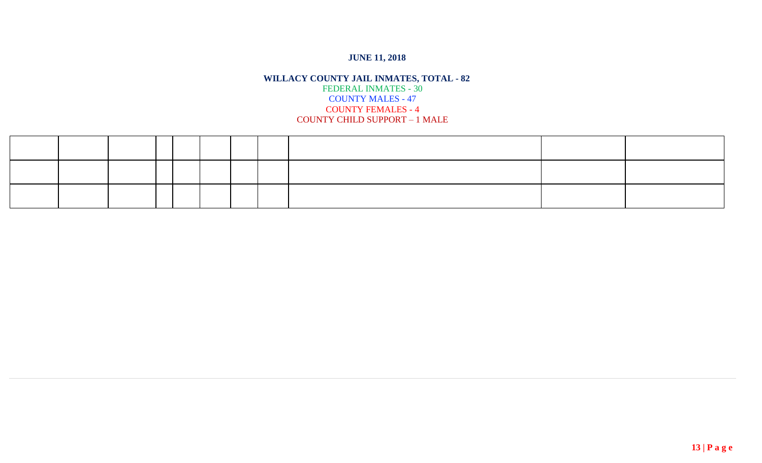**JUNE 11, 2018**

**WILLACY COUNTY JAIL INMATES, TOTAL - 82**

FEDERAL INMATES - 30

COUNTY MALES - 47

COUNTY FEMALES - 4

COUNTY CHILD SUPPORT – 1 MALE

| | | | | | | | | | | |
|---|---|---|---|---|---|---|---|---|---|---|
| | | | | | | | | | | |
| | | | | | | | | | | |
| | | | | | | | | | | |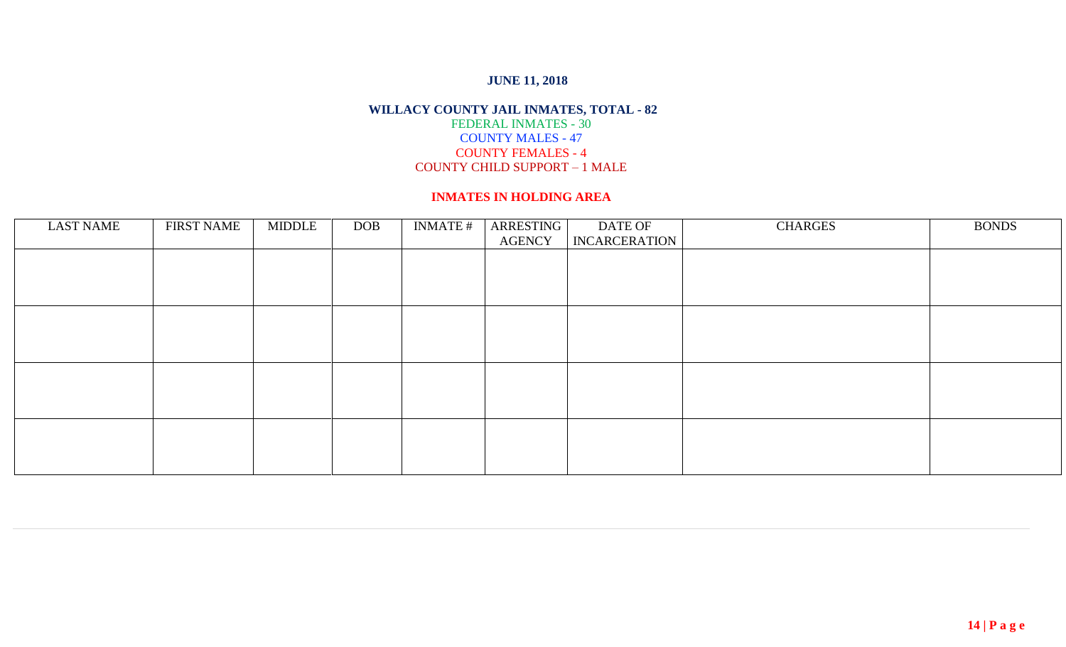**JUNE 11, 2018**

**WILLACY COUNTY JAIL INMATES, TOTAL - 82**

FEDERAL INMATES - 30

COUNTY MALES - 47

COUNTY FEMALES - 4

COUNTY CHILD SUPPORT – 1 MALE

**INMATES IN HOLDING AREA**

| LAST NAME | FIRST NAME | MIDDLE | DOB | INMATE # | ARRESTING AGENCY | DATE OF INCARCERATION | CHARGES | BONDS |
|---|---|---|---|---|---|---|---|---|
| | | | | | | | | |
| | | | | | | | | |
| | | | | | | | | |
| | | | | | | | | |